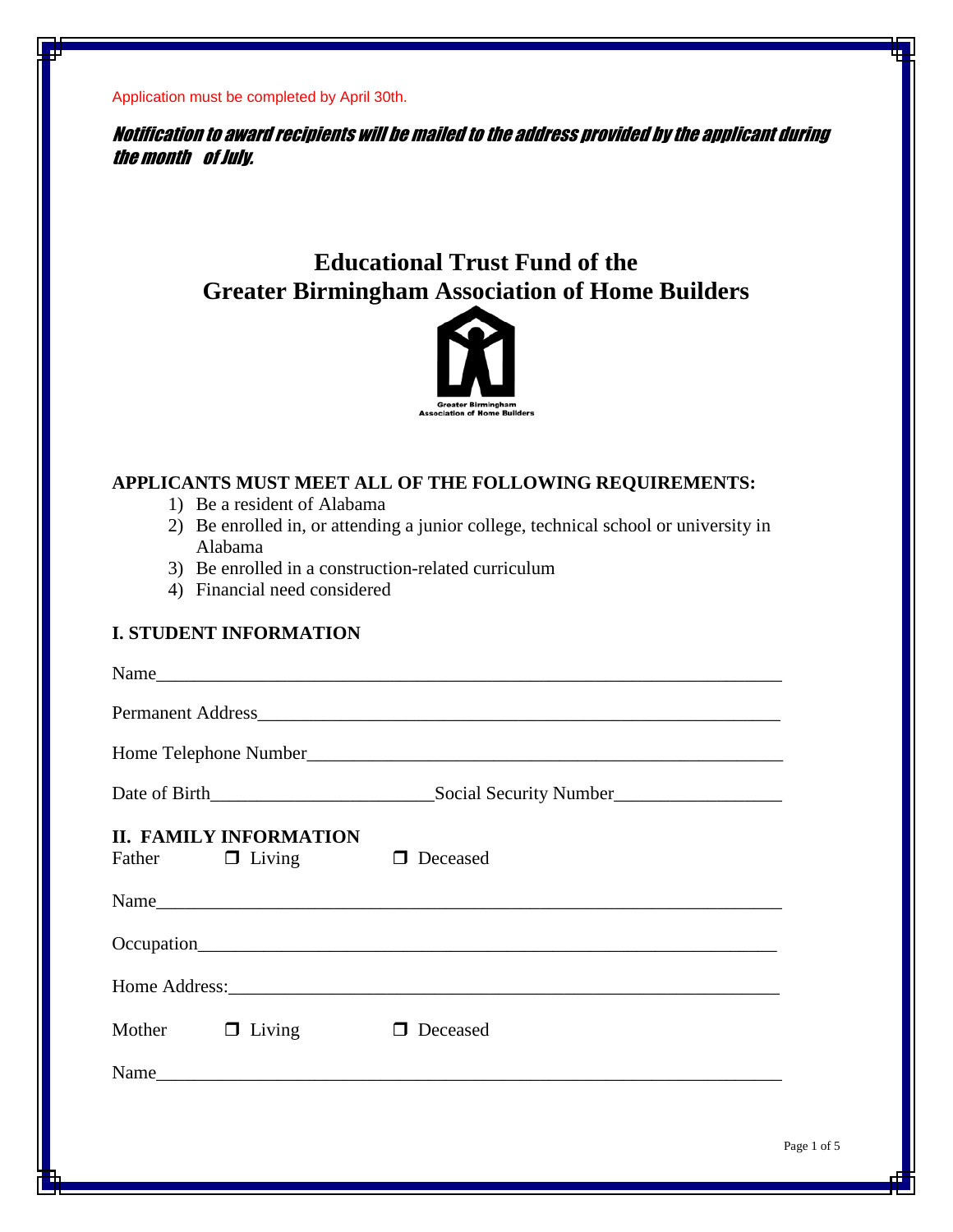Application must be completed by April 30th.

***Notification to award recipients will be mailed to the address provided by the applicant during the month of July.***

# Educational Trust Fund of the Greater Birmingham Association of Home Builders

Greater Birmingham Association of Home Builders

**APPLICANTS MUST MEET ALL OF THE FOLLOWING REQUIREMENTS:**

1) Be a resident of Alabama
2) Be enrolled in, or attending a junior college, technical school or university in Alabama
3) Be enrolled in a construction-related curriculum
4) Financial need considered

## I. STUDENT INFORMATION

Name_______________________________________________________________________

Permanent Address__________________________________________________________

Home Telephone Number_____________________________________________________

Date of Birth________________________Social Security Number__________________

## II. FAMILY INFORMATION

Father ❒ Living ❒ Deceased

Name_______________________________________________________________________

Occupation__________________________________________________________________

Home Address:_______________________________________________________________

Mother ❒ Living ❒ Deceased

Name_______________________________________________________________________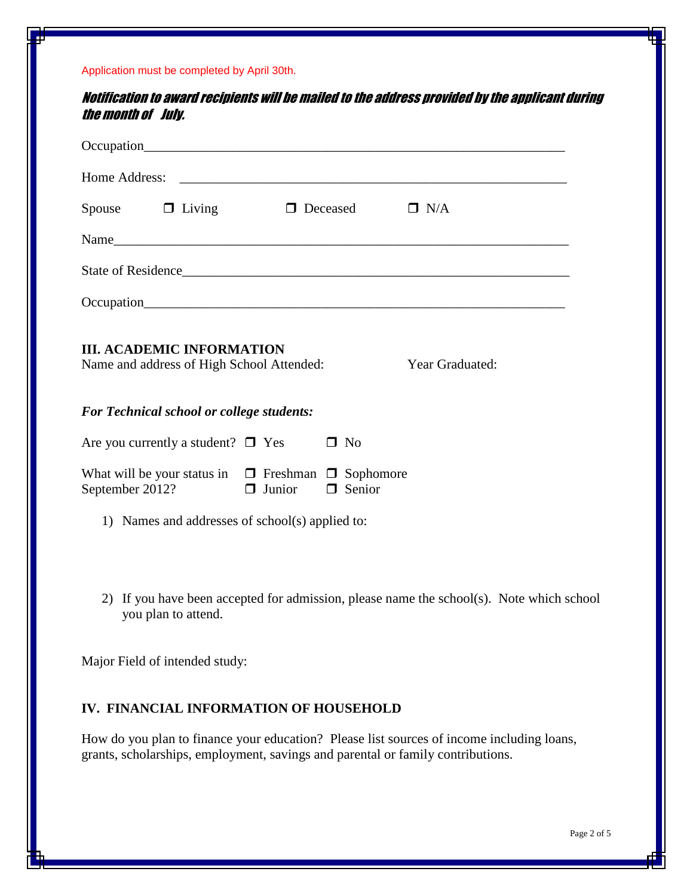Application must be completed by April 30th.

***Notification to award recipients will be mailed to the address provided by the applicant during the month of July.***

Occupation_______________________________________________________________

Home Address: ___________________________________________________________

Spouse ❒ Living ❒ Deceased ❒ N/A

Name___________________________________________________________________

State of Residence_________________________________________________________

Occupation_______________________________________________________________

### III. ACADEMIC INFORMATION

Name and address of High School Attended: Year Graduated:

***For Technical school or college students:***

Are you currently a student? ❒ Yes ❒ No

What will be your status in September 2012? ❒ Freshman ❒ Sophomore ❒ Junior ❒ Senior

1) Names and addresses of school(s) applied to:

2) If you have been accepted for admission, please name the school(s). Note which school you plan to attend.

Major Field of intended study:

### IV. FINANCIAL INFORMATION OF HOUSEHOLD

How do you plan to finance your education? Please list sources of income including loans, grants, scholarships, employment, savings and parental or family contributions.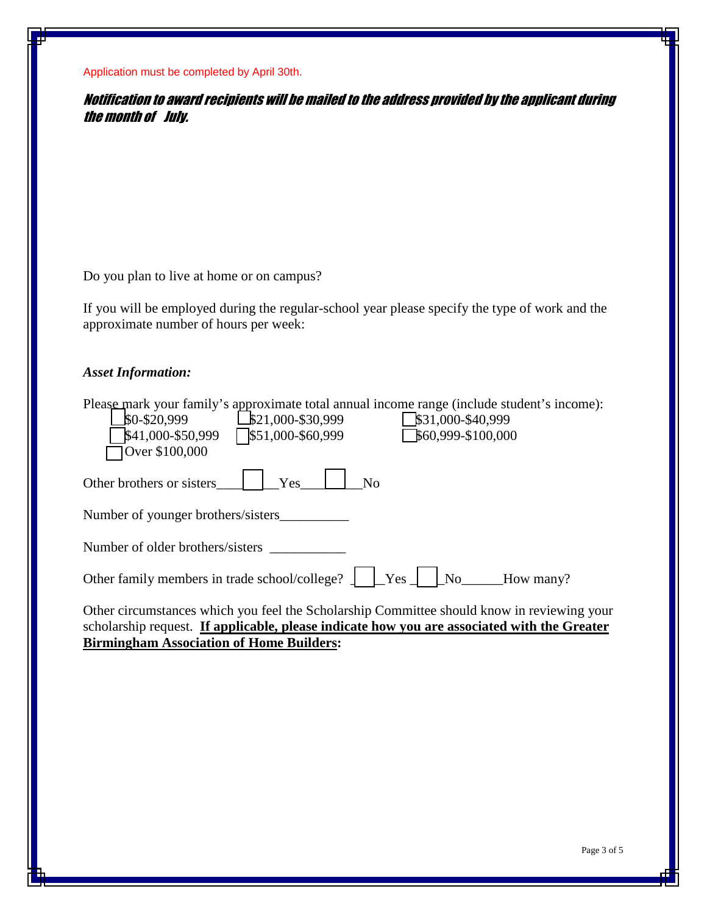Application must be completed by April 30th.

***Notification to award recipients will be mailed to the address provided by the applicant during the month of July.***

Do you plan to live at home or on campus?

If you will be employed during the regular-school year please specify the type of work and the approximate number of hours per week:

***Asset Information:***

Please mark your family's approximate total annual income range (include student's income):

- ☐ $0-$20,999
- ☐ $21,000-$30,999
- ☐ $31,000-$40,999
- ☐ $41,000-$50,999
- ☐ $51,000-$60,999
- ☐ $60,999-$100,000
- ☐ Over $100,000

Other brothers or sisters____☐__Yes_____☐___No

Number of younger brothers/sisters__________

Number of older brothers/sisters ___________

Other family members in trade school/college? _☐_Yes _☐_No______How many?

Other circumstances which you feel the Scholarship Committee should know in reviewing your scholarship request. **<u>If applicable, please indicate how you are associated with the Greater Birmingham Association of Home Builders</u>:**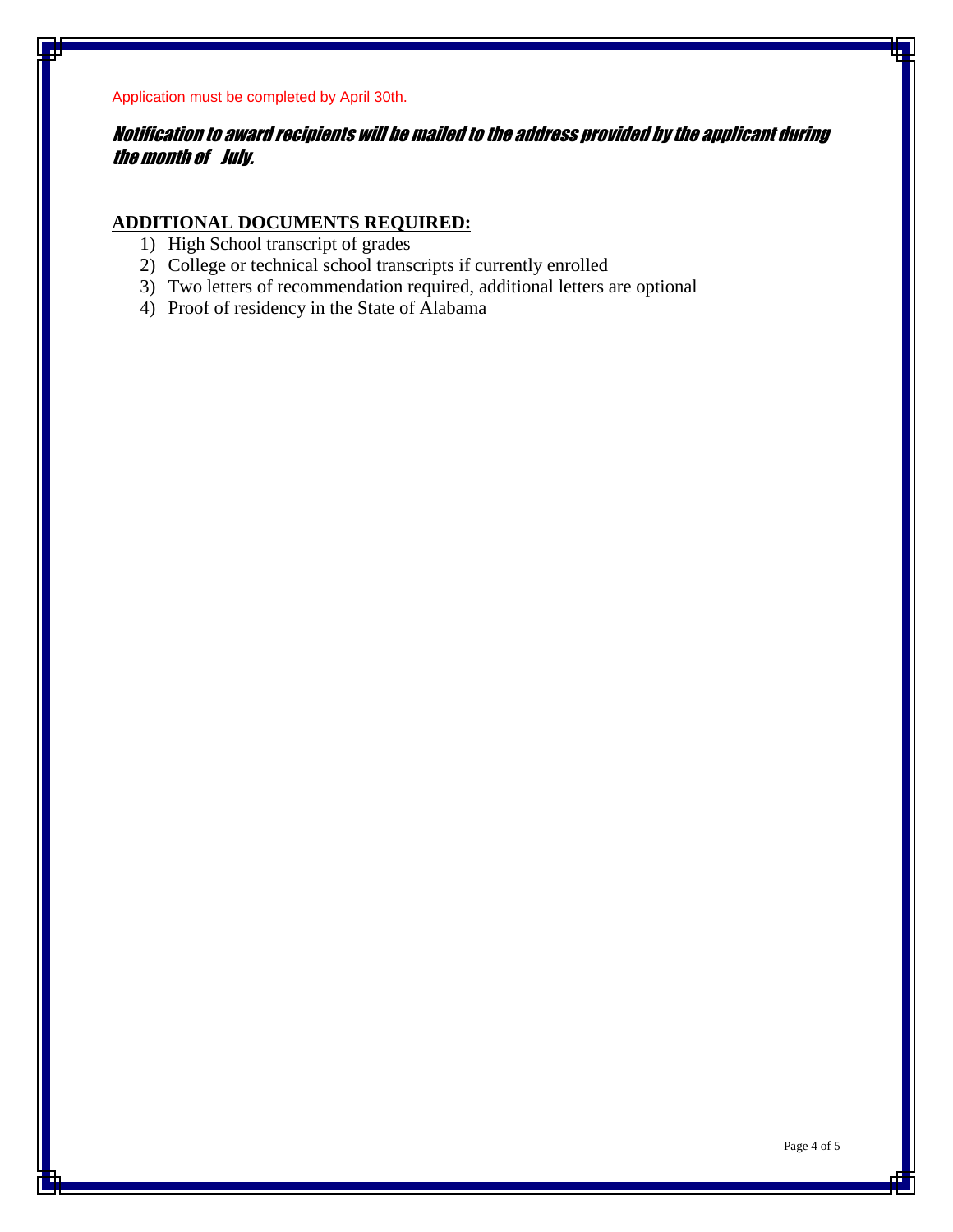Application must be completed by April 30th.

***Notification to award recipients will be mailed to the address provided by the applicant during the month of July.***

**ADDITIONAL DOCUMENTS REQUIRED:**

1) High School transcript of grades
2) College or technical school transcripts if currently enrolled
3) Two letters of recommendation required, additional letters are optional
4) Proof of residency in the State of Alabama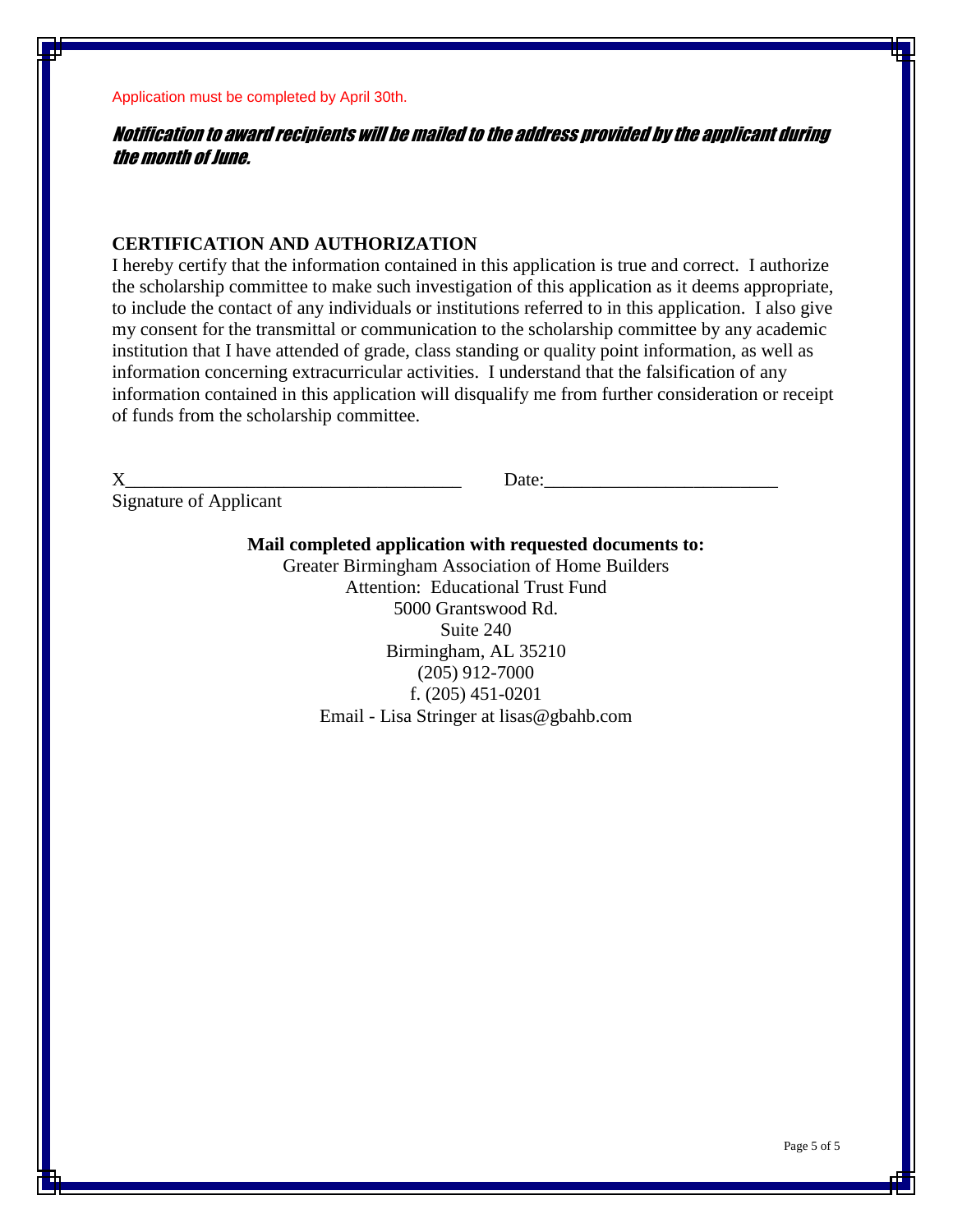Application must be completed by April 30th.

***Notification to award recipients will be mailed to the address provided by the applicant during the month of June.***

**CERTIFICATION AND AUTHORIZATION**

I hereby certify that the information contained in this application is true and correct. I authorize the scholarship committee to make such investigation of this application as it deems appropriate, to include the contact of any individuals or institutions referred to in this application. I also give my consent for the transmittal or communication to the scholarship committee by any academic institution that I have attended of grade, class standing or quality point information, as well as information concerning extracurricular activities. I understand that the falsification of any information contained in this application will disqualify me from further consideration or receipt of funds from the scholarship committee.

X____________________________________ Date:_________________________

Signature of Applicant

**Mail completed application with requested documents to:**

Greater Birmingham Association of Home Builders
Attention: Educational Trust Fund
5000 Grantswood Rd.
Suite 240
Birmingham, AL 35210
(205) 912-7000
f. (205) 451-0201
Email - Lisa Stringer at lisas@gbahb.com